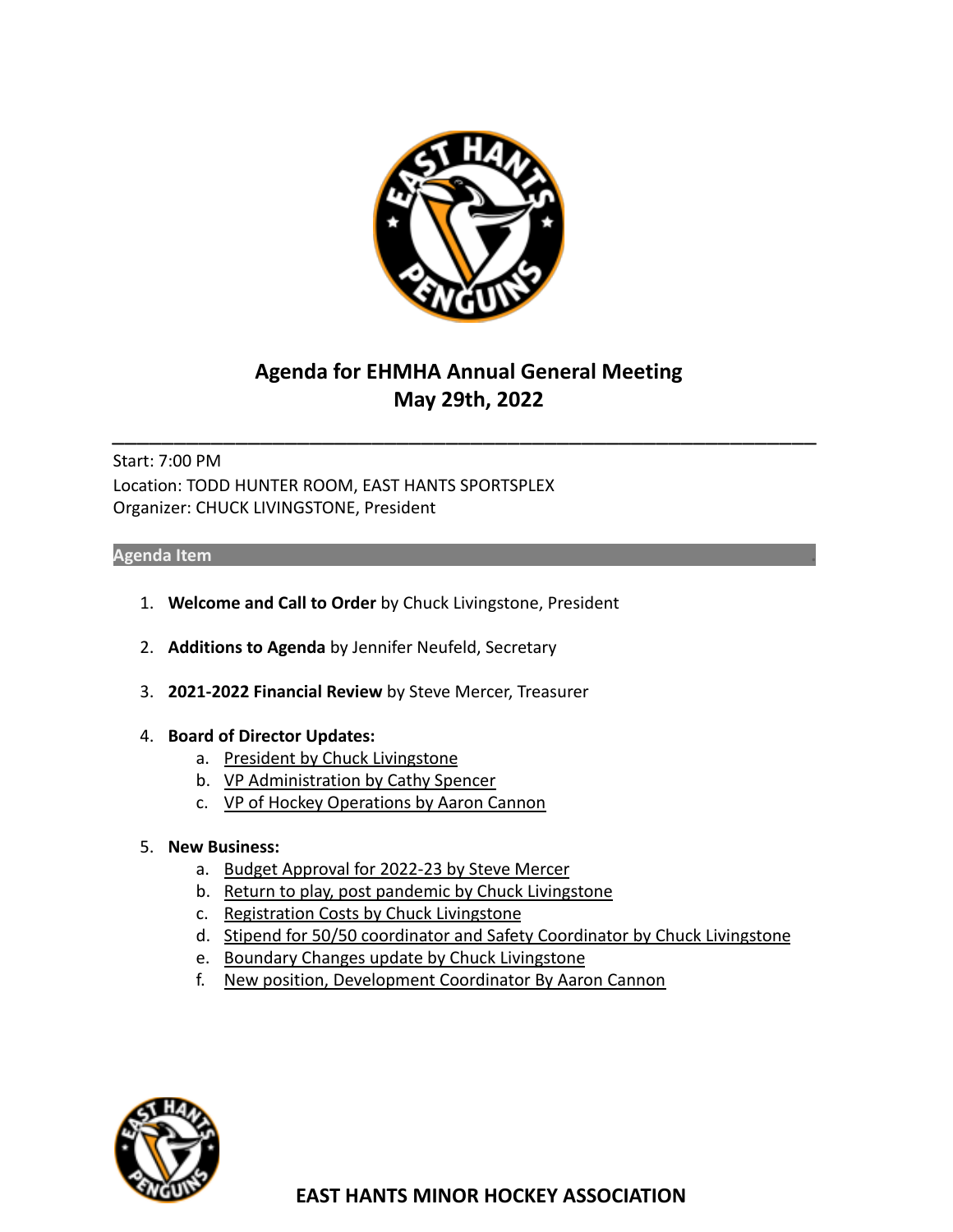# Agenda for EHMHA Annual General Meeting
## May 29th, 2022

---

Start: 7:00 PM
Location: TODD HUNTER ROOM, EAST HANTS SPORTSPLEX
Organizer: CHUCK LIVINGSTONE, President

**Agenda Item**

1. **Welcome and Call to Order** by Chuck Livingstone, President

2. **Additions to Agenda** by Jennifer Neufeld, Secretary

3. **2021-2022 Financial Review** by Steve Mercer, Treasurer

4. **Board of Director Updates:**
   a. President by Chuck Livingstone
   b. VP Administration by Cathy Spencer
   c. VP of Hockey Operations by Aaron Cannon

5. **New Business:**
   a. Budget Approval for 2022-23 by Steve Mercer
   b. Return to play, post pandemic by Chuck Livingstone
   c. Registration Costs by Chuck Livingstone
   d. Stipend for 50/50 coordinator and Safety Coordinator by Chuck Livingstone
   e. Boundary Changes update by Chuck Livingstone
   f. New position, Development Coordinator By Aaron Cannon

**EAST HANTS MINOR HOCKEY ASSOCIATION**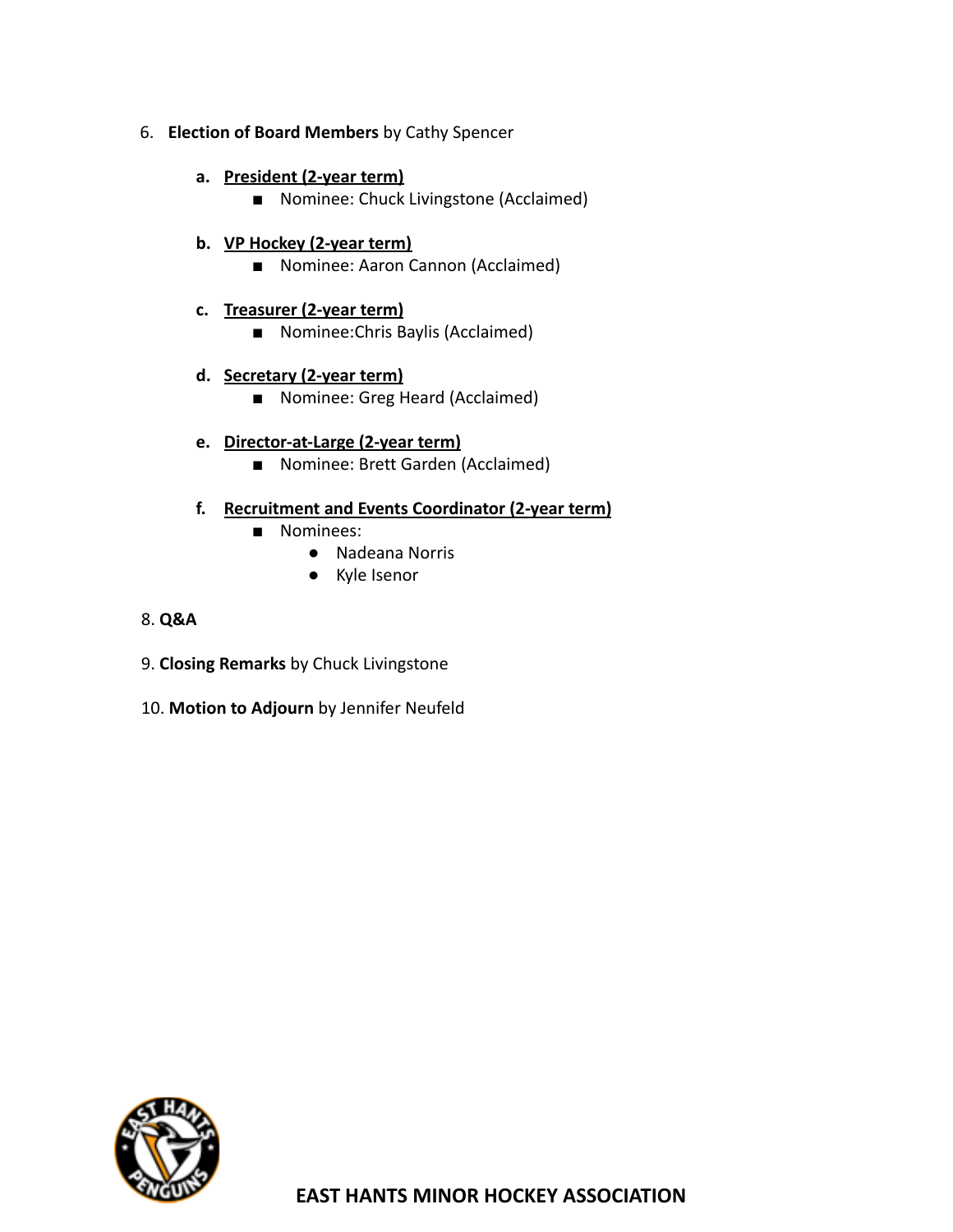6. **Election of Board Members** by Cathy Spencer

   a. **President (2-year term)**
      - Nominee: Chuck Livingstone (Acclaimed)

   b. **VP Hockey (2-year term)**
      - Nominee: Aaron Cannon (Acclaimed)

   c. **Treasurer (2-year term)**
      - Nominee:Chris Baylis (Acclaimed)

   d. **Secretary (2-year term)**
      - Nominee: Greg Heard (Acclaimed)

   e. **Director-at-Large (2-year term)**
      - Nominee: Brett Garden (Acclaimed)

   f. **Recruitment and Events Coordinator (2-year term)**
      - Nominees:
        - Nadeana Norris
        - Kyle Isenor

8. **Q&A**

9. **Closing Remarks** by Chuck Livingstone

10. **Motion to Adjourn** by Jennifer Neufeld

**EAST HANTS MINOR HOCKEY ASSOCIATION**